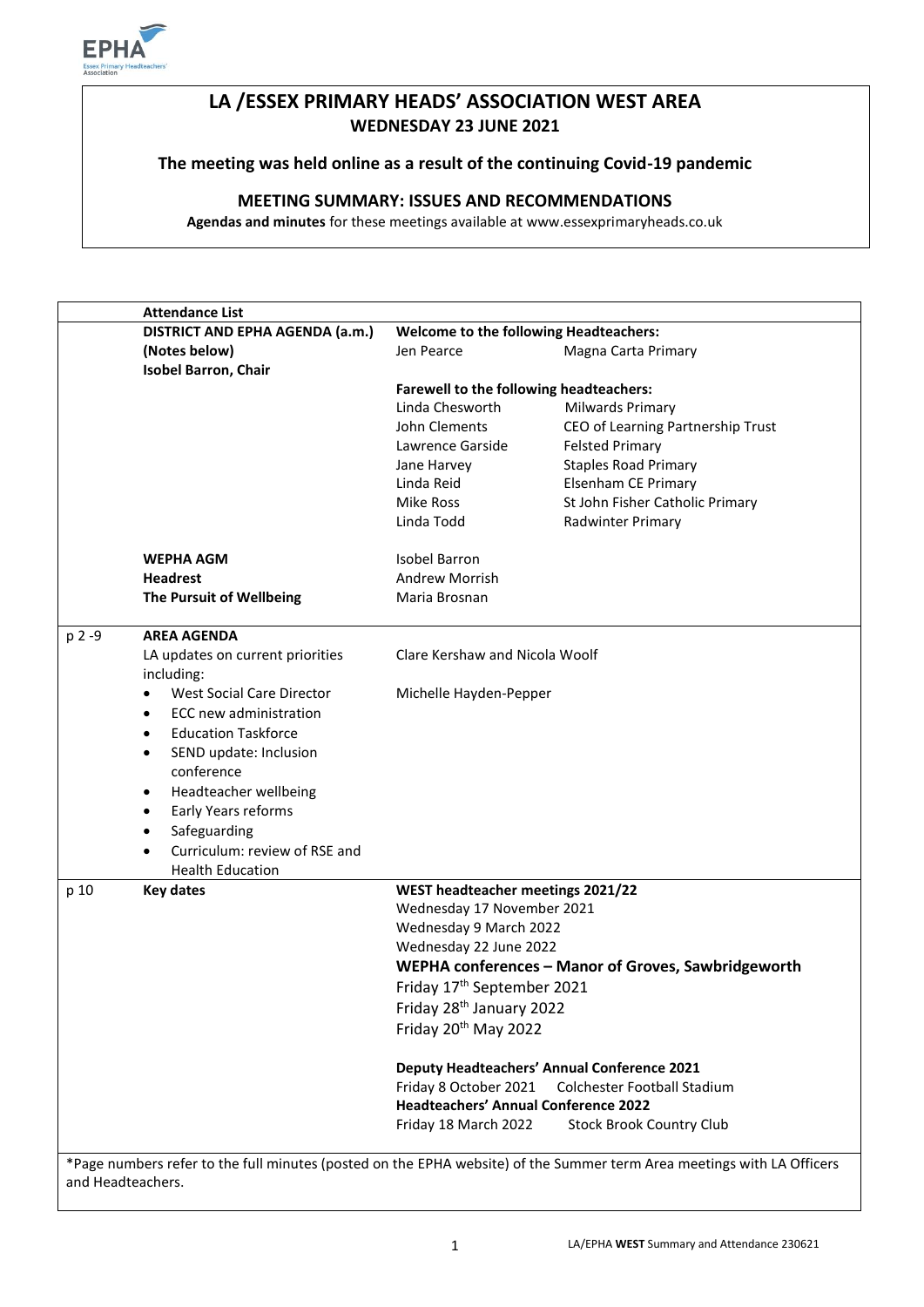# LA /ESSEX PRIMARY HEADS' ASSOCIATION WEST AREA

**WEDNESDAY 23 JUNE 2021**

**The meeting was held online as a result of the continuing Covid-19 pandemic**

## MEETING SUMMARY: ISSUES AND RECOMMENDATIONS

**Agendas and minutes** for these meetings available at www.essexprimaryheads.co.uk

| | Attendance List | | |
|---|---|---|---|
| | **DISTRICT AND EPHA AGENDA (a.m.)** | **Welcome to the following Headteachers:** | |
| | **(Notes below)** | Jen Pearce | Magna Carta Primary |
| | **Isobel Barron, Chair** | | |
| | | **Farewell to the following headteachers:** | |
| | | Linda Chesworth | Milwards Primary |
| | | John Clements | CEO of Learning Partnership Trust |
| | | Lawrence Garside | Felsted Primary |
| | | Jane Harvey | Staples Road Primary |
| | | Linda Reid | Elsenham CE Primary |
| | | Mike Ross | St John Fisher Catholic Primary |
| | | Linda Todd | Radwinter Primary |
| | **WEPHA AGM** | Isobel Barron | |
| | **Headrest** | Andrew Morrish | |
| | **The Pursuit of Wellbeing** | Maria Brosnan | |
| p 2 -9 | **AREA AGENDA** | | |
| | LA updates on current priorities including: | Clare Kershaw and Nicola Woolf | |
| | • West Social Care Director | Michelle Hayden-Pepper | |
| | • ECC new administration | | |
| | • Education Taskforce | | |
| | • SEND update: Inclusion conference | | |
| | • Headteacher wellbeing | | |
| | • Early Years reforms | | |
| | • Safeguarding | | |
| | • Curriculum: review of RSE and Health Education | | |
| p 10 | **Key dates** | **WEST headteacher meetings 2021/22** | |
| | | Wednesday 17 November 2021 | |
| | | Wednesday 9 March 2022 | |
| | | Wednesday 22 June 2022 | |
| | | **WEPHA conferences – Manor of Groves, Sawbridgeworth** | |
| | | Friday 17th September 2021 | |
| | | Friday 28th January 2022 | |
| | | Friday 20th May 2022 | |
| | | **Deputy Headteachers' Annual Conference 2021** | |
| | | Friday 8 October 2021 | Colchester Football Stadium |
| | | **Headteachers' Annual Conference 2022** | |
| | | Friday 18 March 2022 | Stock Brook Country Club |

*Page numbers refer to the full minutes (posted on the EPHA website) of the Summer term Area meetings with LA Officers and Headteachers.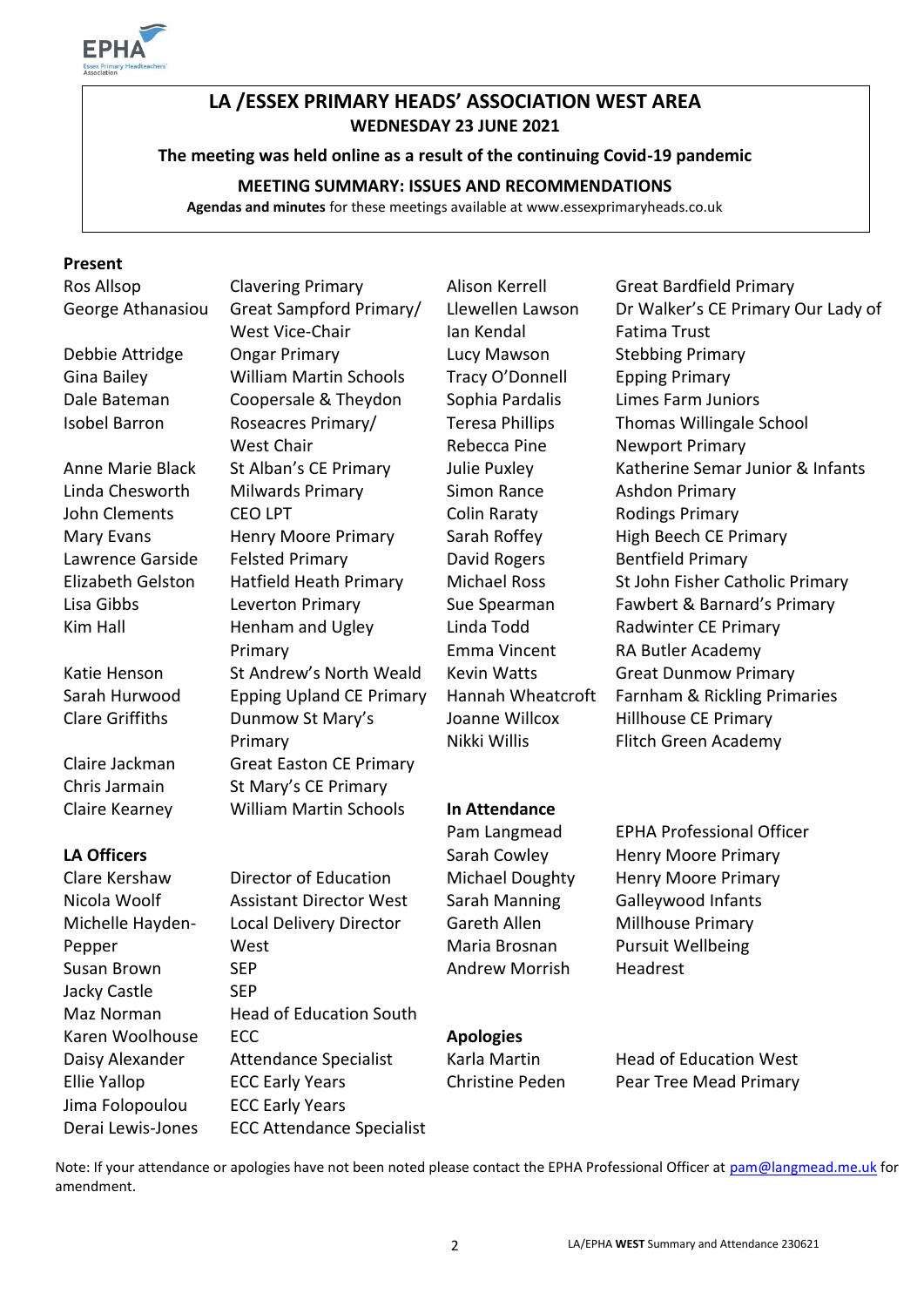## LA /ESSEX PRIMARY HEADS' ASSOCIATION WEST AREA
**WEDNESDAY 23 JUNE 2021**

**The meeting was held online as a result of the continuing Covid-19 pandemic**

**MEETING SUMMARY: ISSUES AND RECOMMENDATIONS**

**Agendas and minutes** for these meetings available at www.essexprimaryheads.co.uk

### Present

| Name | School |
|---|---|
| Ros Allsop | Clavering Primary |
| George Athanasiou | Great Sampford Primary/ West Vice-Chair |
| Debbie Attridge | Ongar Primary |
| Gina Bailey | William Martin Schools |
| Dale Bateman | Coopersale & Theydon |
| Isobel Barron | Roseacres Primary/ West Chair |
| Anne Marie Black | St Alban's CE Primary |
| Linda Cheswort h | Milwards Primary |
| John Clements | CEO LPT |
| Mary Evans | Henry Moore Primary |
| Lawrence Garside | Felsted Primary |
| Elizabeth Gelston | Hatfield Heath Primary |
| Lisa Gibbs | Leverton Primary |
| Kim Hall | Henham and Ugley Primary |
| Katie Henson | St Andrew's North Weald |
| Sarah Hurwood | Epping Upland CE Primary |
| Clare Griffiths | Dunmow St Mary's Primary |
| Claire Jackman | Great Easton CE Primary |
| Chris Jarmain | St Mary's CE Primary |
| Claire Kearney | William Martin Schools |
| Alison Kerrell | Great Bardfield Primary |
| Llewellen Lawson | Dr Walker's CE Primary Our Lady of Fatima Trust |
| Ian Kendal | |
| Lucy Mawson | Stebbing Primary |
| Tracy O'Donnell | Epping Primary |
| Sophia Pardalis | Limes Farm Juniors |
| Teresa Phillips | Thomas Willingale School |
| Rebecca Pine | Newport Primary |
| Julie Puxley | Katherine Semar Junior & Infants |
| Simon Rance | Ashdon Primary |
| Colin Raraty | Rodings Primary |
| Sarah Roffey | High Beech CE Primary |
| David Rogers | Bentfield Primary |
| Michael Ross | St John Fisher Catholic Primary |
| Sue Spearman | Fawbert & Barnard's Primary |
| Linda Todd | Radwinter CE Primary |
| Emma Vincent | RA Butler Academy |
| Kevin Watts | Great Dunmow Primary |
| Hannah Wheatcroft | Farnham & Rickling Primaries |
| Joanne Willcox | Hillhouse CE Primary |
| Nikki Willis | Flitch Green Academy |

### LA Officers

| Name | Role |
|---|---|
| Clare Kershaw | Director of Education |
| Nicola Woolf | Assistant Director West |
| Michelle Hayden-Pepper | Local Delivery Director West |
| Susan Brown | SEP |
| Jacky Castle | SEP |
| Maz Norman | Head of Education South |
| Karen Woolhouse | ECC |
| Daisy Alexander | Attendance Specialist |
| Ellie Yallop | ECC Early Years |
| Jima Folopoulou | ECC Early Years |
| Derai Lewis-Jones | ECC Attendance Specialist |

### In Attendance

| Name | Role |
|---|---|
| Pam Langmead | EPHA Professional Officer |
| Sarah Cowley | Henry Moore Primary |
| Michael Doughty | Henry Moore Primary |
| Sarah Manning | Galleywood Infants |
| Gareth Allen | Millhouse Primary |
| Maria Brosnan | Pursuit Wellbeing |
| Andrew Morrish | Headrest |

### Apologies

| Name | Role |
|---|---|
| Karla Martin | Head of Education West |
| Christine Peden | Pear Tree Mead Primary |

Note: If your attendance or apologies have not been noted please contact the EPHA Professional Officer at pam@langmead.me.uk for amendment.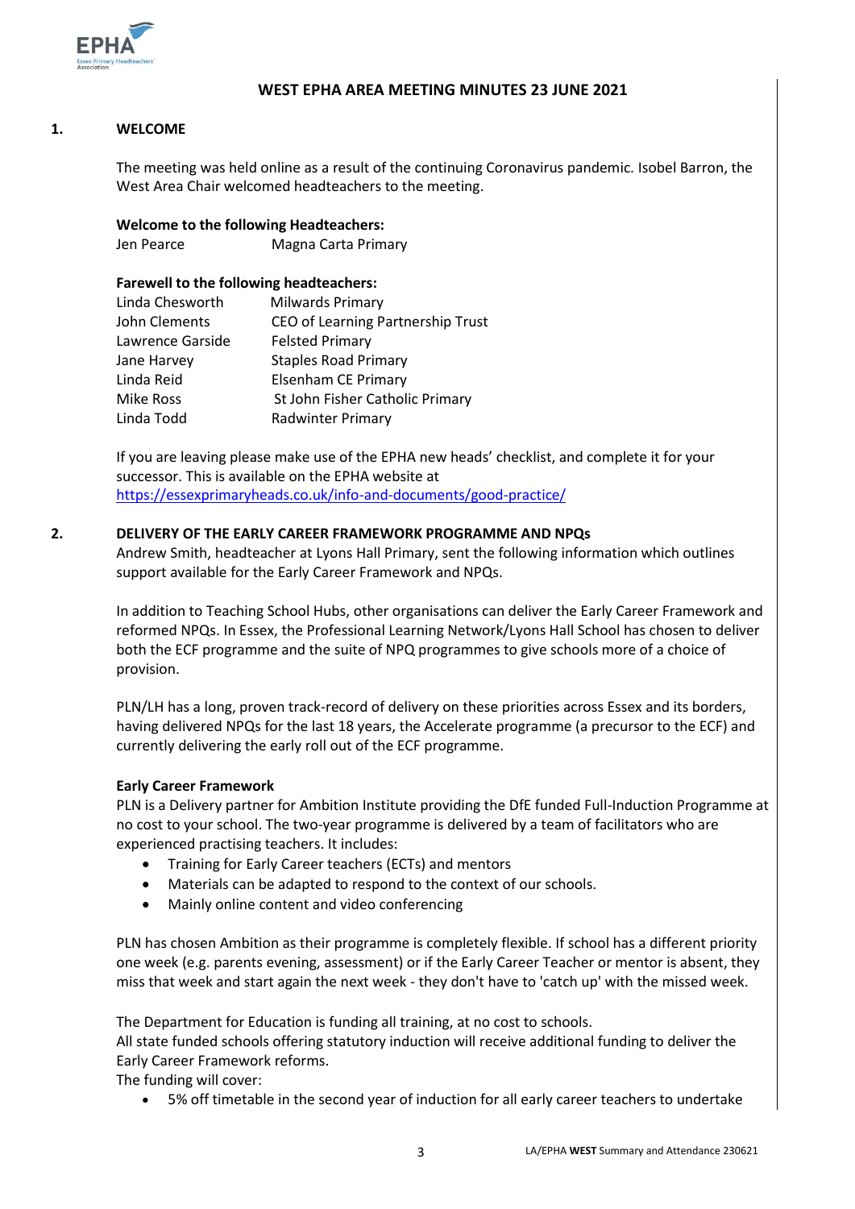# WEST EPHA AREA MEETING MINUTES 23 JUNE 2021

## 1. WELCOME

The meeting was held online as a result of the continuing Coronavirus pandemic. Isobel Barron, the West Area Chair welcomed headteachers to the meeting.

**Welcome to the following Headteachers:**

| | |
|---|---|
| Jen Pearce | Magna Carta Primary |

**Farewell to the following headteachers:**

| | |
|---|---|
| Linda Chesworth | Milwards Primary |
| John Clements | CEO of Learning Partnership Trust |
| Lawrence Garside | Felsted Primary |
| Jane Harvey | Staples Road Primary |
| Linda Reid | Elsenham CE Primary |
| Mike Ross | St John Fisher Catholic Primary |
| Linda Todd | Radwinter Primary |

If you are leaving please make use of the EPHA new heads' checklist, and complete it for your successor. This is available on the EPHA website at https://essexprimaryheads.co.uk/info-and-documents/good-practice/

## 2. DELIVERY OF THE EARLY CAREER FRAMEWORK PROGRAMME AND NPQs

Andrew Smith, headteacher at Lyons Hall Primary, sent the following information which outlines support available for the Early Career Framework and NPQs.

In addition to Teaching School Hubs, other organisations can deliver the Early Career Framework and reformed NPQs. In Essex, the Professional Learning Network/Lyons Hall School has chosen to deliver both the ECF programme and the suite of NPQ programmes to give schools more of a choice of provision.

PLN/LH has a long, proven track-record of delivery on these priorities across Essex and its borders, having delivered NPQs for the last 18 years, the Accelerate programme (a precursor to the ECF) and currently delivering the early roll out of the ECF programme.

**Early Career Framework**

PLN is a Delivery partner for Ambition Institute providing the DfE funded Full-Induction Programme at no cost to your school. The two-year programme is delivered by a team of facilitators who are experienced practising teachers. It includes:

- Training for Early Career teachers (ECTs) and mentors
- Materials can be adapted to respond to the context of our schools.
- Mainly online content and video conferencing

PLN has chosen Ambition as their programme is completely flexible. If school has a different priority one week (e.g. parents evening, assessment) or if the Early Career Teacher or mentor is absent, they miss that week and start again the next week - they don't have to 'catch up' with the missed week.

The Department for Education is funding all training, at no cost to schools.
All state funded schools offering statutory induction will receive additional funding to deliver the Early Career Framework reforms.
The funding will cover:

- 5% off timetable in the second year of induction for all early career teachers to undertake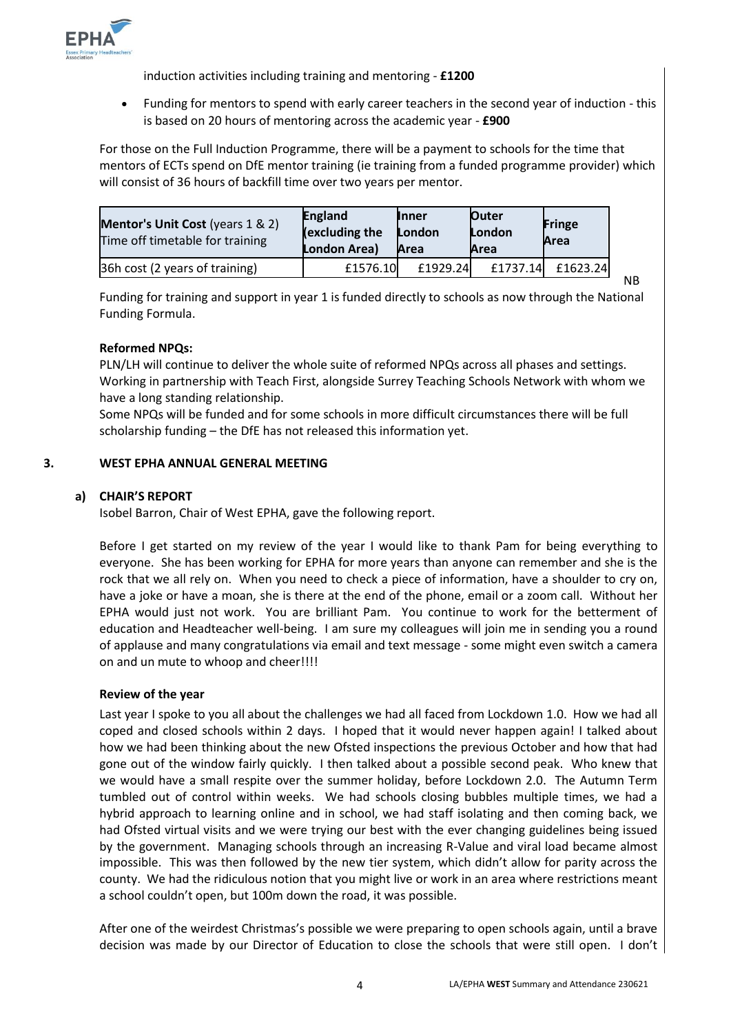induction activities including training and mentoring - **£1200**

- Funding for mentors to spend with early career teachers in the second year of induction - this is based on 20 hours of mentoring across the academic year - **£900**

For those on the Full Induction Programme, there will be a payment to schools for the time that mentors of ECTs spend on DfE mentor training (ie training from a funded programme provider) which will consist of 36 hours of backfill time over two years per mentor.

| **Mentor's Unit Cost** (years 1 & 2) Time off timetable for training | **England (excluding the London Area)** | **Inner London Area** | **Outer London Area** | **Fringe Area** |
|---|---|---|---|---|
| 36h cost (2 years of training) | £1576.10 | £1929.24 | £1737.14 | £1623.24 |

NB

Funding for training and support in year 1 is funded directly to schools as now through the National Funding Formula.

**Reformed NPQs:**

PLN/LH will continue to deliver the whole suite of reformed NPQs across all phases and settings. Working in partnership with Teach First, alongside Surrey Teaching Schools Network with whom we have a long standing relationship.

Some NPQs will be funded and for some schools in more difficult circumstances there will be full scholarship funding – the DfE has not released this information yet.

## 3. WEST EPHA ANNUAL GENERAL MEETING

### a) CHAIR'S REPORT

Isobel Barron, Chair of West EPHA, gave the following report.

Before I get started on my review of the year I would like to thank Pam for being everything to everyone. She has been working for EPHA for more years than anyone can remember and she is the rock that we all rely on. When you need to check a piece of information, have a shoulder to cry on, have a joke or have a moan, she is there at the end of the phone, email or a zoom call. Without her EPHA would just not work. You are brilliant Pam. You continue to work for the betterment of education and Headteacher well-being. I am sure my colleagues will join me in sending you a round of applause and many congratulations via email and text message - some might even switch a camera on and un mute to whoop and cheer!!!!

**Review of the year**

Last year I spoke to you all about the challenges we had all faced from Lockdown 1.0. How we had all coped and closed schools within 2 days. I hoped that it would never happen again! I talked about how we had been thinking about the new Ofsted inspections the previous October and how that had gone out of the window fairly quickly. I then talked about a possible second peak. Who knew that we would have a small respite over the summer holiday, before Lockdown 2.0. The Autumn Term tumbled out of control within weeks. We had schools closing bubbles multiple times, we had a hybrid approach to learning online and in school, we had staff isolating and then coming back, we had Ofsted virtual visits and we were trying our best with the ever changing guidelines being issued by the government. Managing schools through an increasing R-Value and viral load became almost impossible. This was then followed by the new tier system, which didn't allow for parity across the county. We had the ridiculous notion that you might live or work in an area where restrictions meant a school couldn't open, but 100m down the road, it was possible.

After one of the weirdest Christmas's possible we were preparing to open schools again, until a brave decision was made by our Director of Education to close the schools that were still open. I don't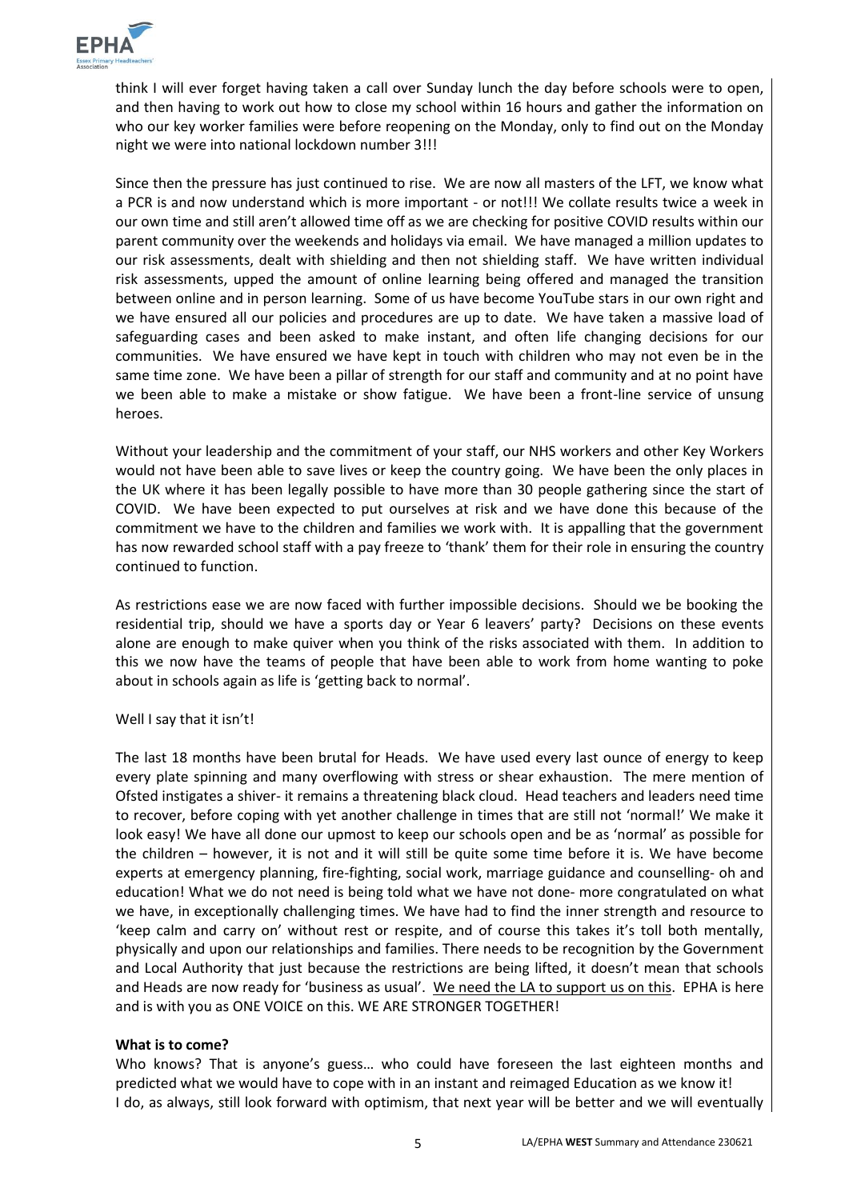think I will ever forget having taken a call over Sunday lunch the day before schools were to open, and then having to work out how to close my school within 16 hours and gather the information on who our key worker families were before reopening on the Monday, only to find out on the Monday night we were into national lockdown number 3!!!

Since then the pressure has just continued to rise. We are now all masters of the LFT, we know what a PCR is and now understand which is more important - or not!!! We collate results twice a week in our own time and still aren't allowed time off as we are checking for positive COVID results within our parent community over the weekends and holidays via email. We have managed a million updates to our risk assessments, dealt with shielding and then not shielding staff. We have written individual risk assessments, upped the amount of online learning being offered and managed the transition between online and in person learning. Some of us have become YouTube stars in our own right and we have ensured all our policies and procedures are up to date. We have taken a massive load of safeguarding cases and been asked to make instant, and often life changing decisions for our communities. We have ensured we have kept in touch with children who may not even be in the same time zone. We have been a pillar of strength for our staff and community and at no point have we been able to make a mistake or show fatigue. We have been a front-line service of unsung heroes.

Without your leadership and the commitment of your staff, our NHS workers and other Key Workers would not have been able to save lives or keep the country going. We have been the only places in the UK where it has been legally possible to have more than 30 people gathering since the start of COVID. We have been expected to put ourselves at risk and we have done this because of the commitment we have to the children and families we work with. It is appalling that the government has now rewarded school staff with a pay freeze to 'thank' them for their role in ensuring the country continued to function.

As restrictions ease we are now faced with further impossible decisions. Should we be booking the residential trip, should we have a sports day or Year 6 leavers' party? Decisions on these events alone are enough to make quiver when you think of the risks associated with them. In addition to this we now have the teams of people that have been able to work from home wanting to poke about in schools again as life is 'getting back to normal'.

Well I say that it isn't!

The last 18 months have been brutal for Heads. We have used every last ounce of energy to keep every plate spinning and many overflowing with stress or shear exhaustion. The mere mention of Ofsted instigates a shiver- it remains a threatening black cloud. Head teachers and leaders need time to recover, before coping with yet another challenge in times that are still not 'normal!' We make it look easy! We have all done our upmost to keep our schools open and be as 'normal' as possible for the children – however, it is not and it will still be quite some time before it is. We have become experts at emergency planning, fire-fighting, social work, marriage guidance and counselling- oh and education! What we do not need is being told what we have not done- more congratulated on what we have, in exceptionally challenging times. We have had to find the inner strength and resource to 'keep calm and carry on' without rest or respite, and of course this takes it's toll both mentally, physically and upon our relationships and families. There needs to be recognition by the Government and Local Authority that just because the restrictions are being lifted, it doesn't mean that schools and Heads are now ready for 'business as usual'. We need the LA to support us on this. EPHA is here and is with you as ONE VOICE on this. WE ARE STRONGER TOGETHER!

**What is to come?**

Who knows? That is anyone's guess… who could have foreseen the last eighteen months and predicted what we would have to cope with in an instant and reimaged Education as we know it!
I do, as always, still look forward with optimism, that next year will be better and we will eventually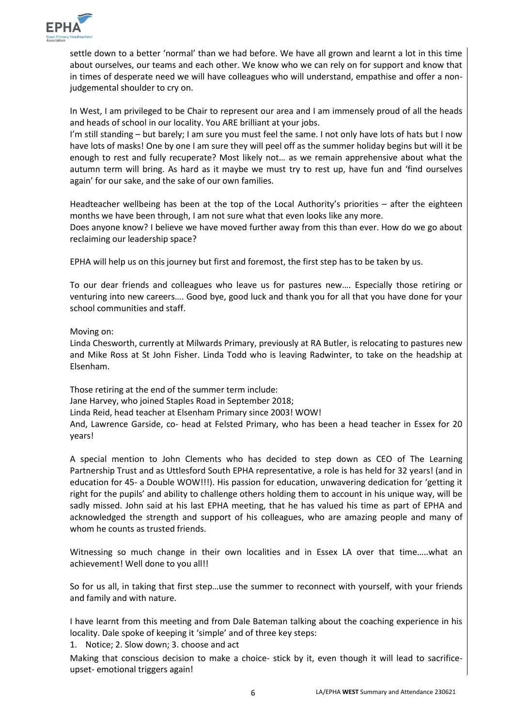settle down to a better 'normal' than we had before. We have all grown and learnt a lot in this time about ourselves, our teams and each other. We know who we can rely on for support and know that in times of desperate need we will have colleagues who will understand, empathise and offer a non-judgemental shoulder to cry on.

In West, I am privileged to be Chair to represent our area and I am immensely proud of all the heads and heads of school in our locality. You ARE brilliant at your jobs.
I'm still standing – but barely; I am sure you must feel the same. I not only have lots of hats but I now have lots of masks! One by one I am sure they will peel off as the summer holiday begins but will it be enough to rest and fully recuperate? Most likely not… as we remain apprehensive about what the autumn term will bring. As hard as it maybe we must try to rest up, have fun and 'find ourselves again' for our sake, and the sake of our own families.

Headteacher wellbeing has been at the top of the Local Authority's priorities – after the eighteen months we have been through, I am not sure what that even looks like any more.
Does anyone know? I believe we have moved further away from this than ever. How do we go about reclaiming our leadership space?

EPHA will help us on this journey but first and foremost, the first step has to be taken by us.

To our dear friends and colleagues who leave us for pastures new…. Especially those retiring or venturing into new careers…. Good bye, good luck and thank you for all that you have done for your school communities and staff.

Moving on:
Linda Chesworth, currently at Milwards Primary, previously at RA Butler, is relocating to pastures new and Mike Ross at St John Fisher. Linda Todd who is leaving Radwinter, to take on the headship at Elsenham.

Those retiring at the end of the summer term include:
Jane Harvey, who joined Staples Road in September 2018;
Linda Reid, head teacher at Elsenham Primary since 2003! WOW!
And, Lawrence Garside, co- head at Felsted Primary, who has been a head teacher in Essex for 20 years!

A special mention to John Clements who has decided to step down as CEO of The Learning Partnership Trust and as Uttlesford South EPHA representative, a role is has held for 32 years! (and in education for 45- a Double WOW!!!). His passion for education, unwavering dedication for 'getting it right for the pupils' and ability to challenge others holding them to account in his unique way, will be sadly missed. John said at his last EPHA meeting, that he has valued his time as part of EPHA and acknowledged the strength and support of his colleagues, who are amazing people and many of whom he counts as trusted friends.

Witnessing so much change in their own localities and in Essex LA over that time…..what an achievement! Well done to you all!!

So for us all, in taking that first step…use the summer to reconnect with yourself, with your friends and family and with nature.

I have learnt from this meeting and from Dale Bateman talking about the coaching experience in his locality. Dale spoke of keeping it 'simple' and of three key steps:

1. Notice; 2. Slow down; 3. choose and act

Making that conscious decision to make a choice- stick by it, even though it will lead to sacrifice-upset- emotional triggers again!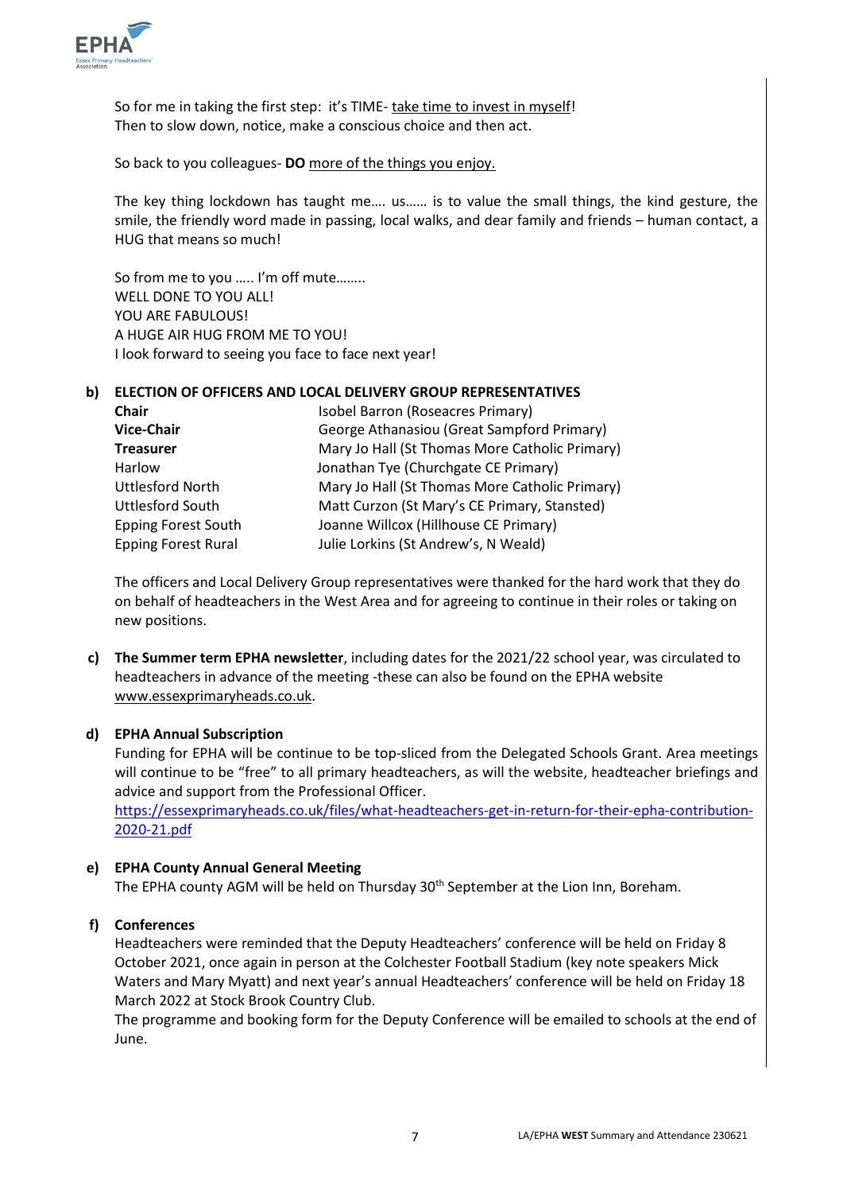So for me in taking the first step: it's TIME- take time to invest in myself!
Then to slow down, notice, make a conscious choice and then act.

So back to you colleagues- **DO** more of the things you enjoy.

The key thing lockdown has taught me…. us…… is to value the small things, the kind gesture, the smile, the friendly word made in passing, local walks, and dear family and friends – human contact, a HUG that means so much!

So from me to you ….. I'm off mute……..
WELL DONE TO YOU ALL!
YOU ARE FABULOUS!
A HUGE AIR HUG FROM ME TO YOU!
I look forward to seeing you face to face next year!

**b) ELECTION OF OFFICERS AND LOCAL DELIVERY GROUP REPRESENTATIVES**

| | |
|---|---|
| **Chair** | Isobel Barron (Roseacres Primary) |
| **Vice-Chair** | George Athanasiou (Great Sampford Primary) |
| **Treasurer** | Mary Jo Hall (St Thomas More Catholic Primary) |
| Harlow | Jonathan Tye (Churchgate CE Primary) |
| Uttlesford North | Mary Jo Hall (St Thomas More Catholic Primary) |
| Uttlesford South | Matt Curzon (St Mary's CE Primary, Stansted) |
| Epping Forest South | Joanne Willcox (Hillhouse CE Primary) |
| Epping Forest Rural | Julie Lorkins (St Andrew's, N Weald) |

The officers and Local Delivery Group representatives were thanked for the hard work that they do on behalf of headteachers in the West Area and for agreeing to continue in their roles or taking on new positions.

**c) The Summer term EPHA newsletter**, including dates for the 2021/22 school year, was circulated to headteachers in advance of the meeting -these can also be found on the EPHA website www.essexprimaryheads.co.uk.

**d) EPHA Annual Subscription**

Funding for EPHA will be continue to be top-sliced from the Delegated Schools Grant. Area meetings will continue to be "free" to all primary headteachers, as will the website, headteacher briefings and advice and support from the Professional Officer.
https://essexprimaryheads.co.uk/files/what-headteachers-get-in-return-for-their-epha-contribution-2020-21.pdf

**e) EPHA County Annual General Meeting**

The EPHA county AGM will be held on Thursday 30th September at the Lion Inn, Boreham.

**f) Conferences**

Headteachers were reminded that the Deputy Headteachers' conference will be held on Friday 8 October 2021, once again in person at the Colchester Football Stadium (key note speakers Mick Waters and Mary Myatt) and next year's annual Headteachers' conference will be held on Friday 18 March 2022 at Stock Brook Country Club.
The programme and booking form for the Deputy Conference will be emailed to schools at the end of June.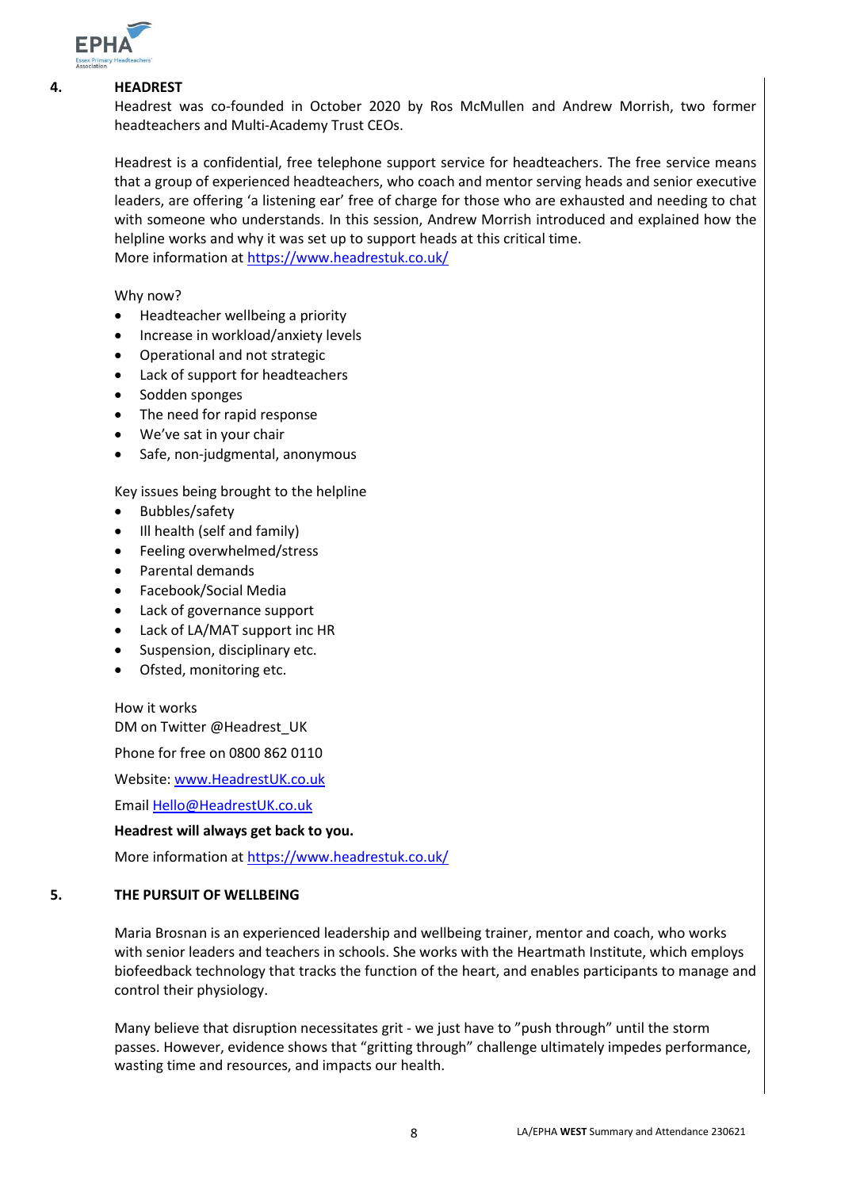## 4. HEADREST

Headrest was co-founded in October 2020 by Ros McMullen and Andrew Morrish, two former headteachers and Multi-Academy Trust CEOs.

Headrest is a confidential, free telephone support service for headteachers. The free service means that a group of experienced headteachers, who coach and mentor serving heads and senior executive leaders, are offering 'a listening ear' free of charge for those who are exhausted and needing to chat with someone who understands. In this session, Andrew Morrish introduced and explained how the helpline works and why it was set up to support heads at this critical time.
More information at https://www.headrestuk.co.uk/

Why now?

- Headteacher wellbeing a priority
- Increase in workload/anxiety levels
- Operational and not strategic
- Lack of support for headteachers
- Sodden sponges
- The need for rapid response
- We've sat in your chair
- Safe, non-judgmental, anonymous

Key issues being brought to the helpline

- Bubbles/safety
- Ill health (self and family)
- Feeling overwhelmed/stress
- Parental demands
- Facebook/Social Media
- Lack of governance support
- Lack of LA/MAT support inc HR
- Suspension, disciplinary etc.
- Ofsted, monitoring etc.

How it works
DM on Twitter @Headrest_UK

Phone for free on 0800 862 0110

Website: www.HeadrestUK.co.uk

Email Hello@HeadrestUK.co.uk

**Headrest will always get back to you.**

More information at https://www.headrestuk.co.uk/

## 5. THE PURSUIT OF WELLBEING

Maria Brosnan is an experienced leadership and wellbeing trainer, mentor and coach, who works with senior leaders and teachers in schools. She works with the Heartmath Institute, which employs biofeedback technology that tracks the function of the heart, and enables participants to manage and control their physiology.

Many believe that disruption necessitates grit - we just have to "push through" until the storm passes. However, evidence shows that "gritting through" challenge ultimately impedes performance, wasting time and resources, and impacts our health.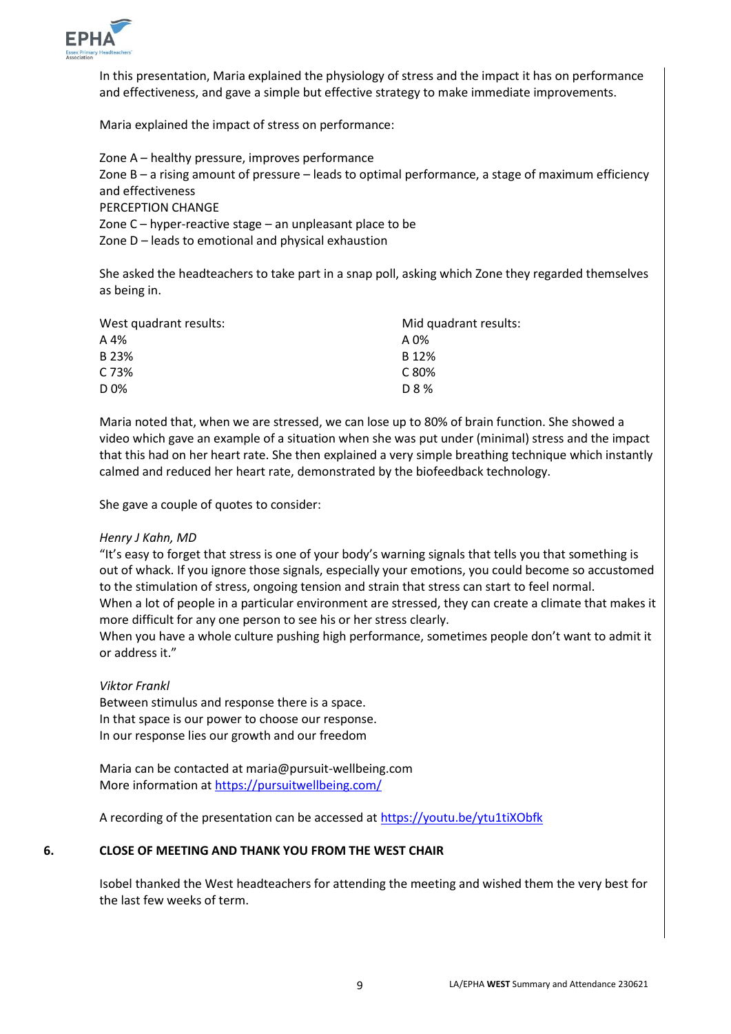In this presentation, Maria explained the physiology of stress and the impact it has on performance and effectiveness, and gave a simple but effective strategy to make immediate improvements.

Maria explained the impact of stress on performance:

Zone A – healthy pressure, improves performance
Zone B – a rising amount of pressure – leads to optimal performance, a stage of maximum efficiency and effectiveness
PERCEPTION CHANGE
Zone C – hyper-reactive stage – an unpleasant place to be
Zone D – leads to emotional and physical exhaustion

She asked the headteachers to take part in a snap poll, asking which Zone they regarded themselves as being in.

| West quadrant results: | Mid quadrant results: |
|---|---|
| A 4% | A 0% |
| B 23% | B 12% |
| C 73% | C 80% |
| D 0% | D 8 % |

Maria noted that, when we are stressed, we can lose up to 80% of brain function. She showed a video which gave an example of a situation when she was put under (minimal) stress and the impact that this had on her heart rate. She then explained a very simple breathing technique which instantly calmed and reduced her heart rate, demonstrated by the biofeedback technology.

She gave a couple of quotes to consider:

*Henry J Kahn, MD*
"It's easy to forget that stress is one of your body's warning signals that tells you that something is out of whack. If you ignore those signals, especially your emotions, you could become so accustomed to the stimulation of stress, ongoing tension and strain that stress can start to feel normal.
When a lot of people in a particular environment are stressed, they can create a climate that makes it more difficult for any one person to see his or her stress clearly.
When you have a whole culture pushing high performance, sometimes people don't want to admit it or address it."

*Viktor Frankl*
Between stimulus and response there is a space.
In that space is our power to choose our response.
In our response lies our growth and our freedom

Maria can be contacted at maria@pursuit-wellbeing.com
More information at [https://pursuitwellbeing.com/](https://pursuitwellbeing.com/)

A recording of the presentation can be accessed at [https://youtu.be/ytu1tiXObfk](https://youtu.be/ytu1tiXObfk)

## 6. CLOSE OF MEETING AND THANK YOU FROM THE WEST CHAIR

Isobel thanked the West headteachers for attending the meeting and wished them the very best for the last few weeks of term.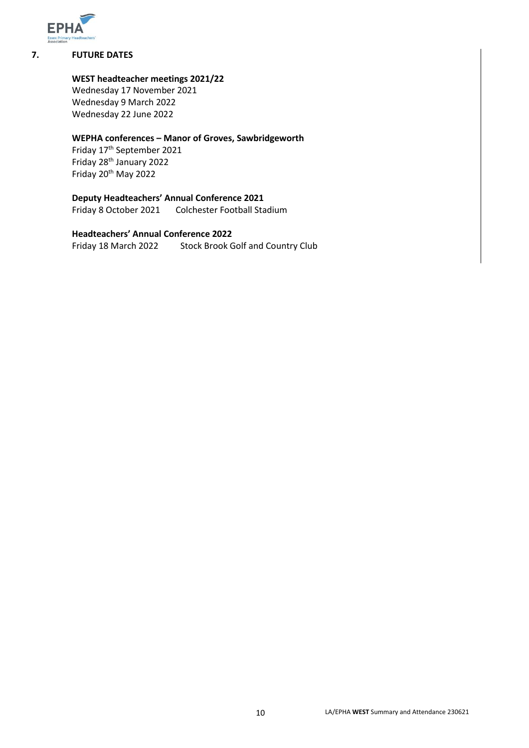## 7. FUTURE DATES

**WEST headteacher meetings 2021/22**

Wednesday 17 November 2021
Wednesday 9 March 2022
Wednesday 22 June 2022

**WEPHA conferences – Manor of Groves, Sawbridgeworth**

Friday 17th September 2021
Friday 28th January 2022
Friday 20th May 2022

**Deputy Headteachers' Annual Conference 2021**

Friday 8 October 2021 Colchester Football Stadium

**Headteachers' Annual Conference 2022**

Friday 18 March 2022 Stock Brook Golf and Country Club